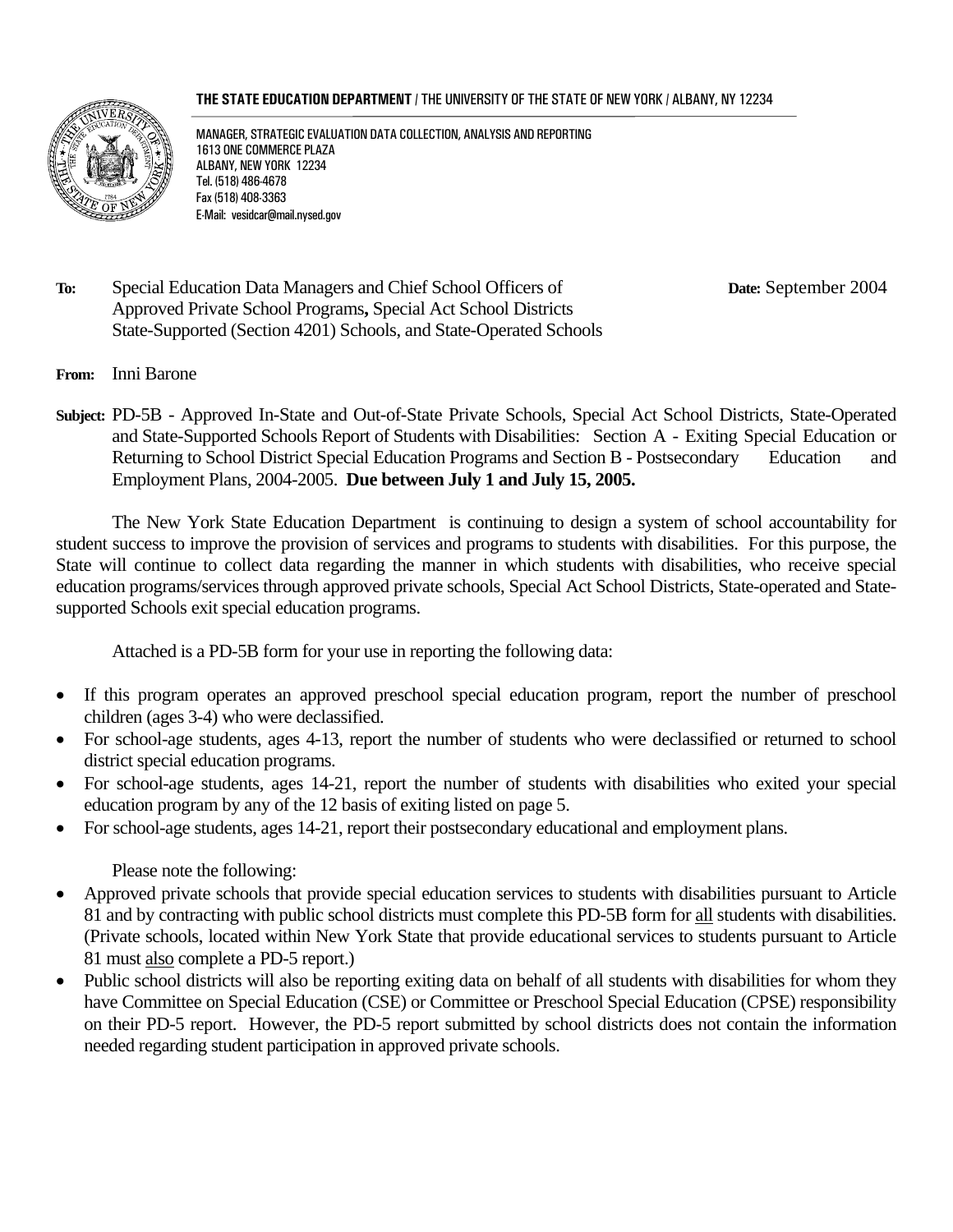**THE STATE EDUCATION DEPARTMENT** / THE UNIVERSITY OF THE STATE OF NEW YORK / ALBANY, NY 12234

MANAGER, STRATEGIC EVALUATION DATA COLLECTION, ANALYSIS AND REPORTING
1613 ONE COMMERCE PLAZA
ALBANY, NEW YORK 12234
Tel. (518) 486-4678
Fax (518) 408-3363
E-Mail: vesidcar@mail.nysed.gov

**To:** Special Education Data Managers and Chief School Officers of Approved Private School Programs**,** Special Act School Districts State-Supported (Section 4201) Schools, and State-Operated Schools

**Date:** September 2004

**From:** Inni Barone

**Subject:** PD-5B - Approved In-State and Out-of-State Private Schools, Special Act School Districts, State-Operated and State-Supported Schools Report of Students with Disabilities: Section A - Exiting Special Education or Returning to School District Special Education Programs and Section B - Postsecondary Education and Employment Plans, 2004-2005. **Due between July 1 and July 15, 2005.**

The New York State Education Department is continuing to design a system of school accountability for student success to improve the provision of services and programs to students with disabilities. For this purpose, the State will continue to collect data regarding the manner in which students with disabilities, who receive special education programs/services through approved private schools, Special Act School Districts, State-operated and State-supported Schools exit special education programs.

Attached is a PD-5B form for your use in reporting the following data:

- If this program operates an approved preschool special education program, report the number of preschool children (ages 3-4) who were declassified.
- For school-age students, ages 4-13, report the number of students who were declassified or returned to school district special education programs.
- For school-age students, ages 14-21, report the number of students with disabilities who exited your special education program by any of the 12 basis of exiting listed on page 5.
- For school-age students, ages 14-21, report their postsecondary educational and employment plans.

Please note the following:

- Approved private schools that provide special education services to students with disabilities pursuant to Article 81 and by contracting with public school districts must complete this PD-5B form for <u>all</u> students with disabilities. (Private schools, located within New York State that provide educational services to students pursuant to Article 81 must <u>also</u> complete a PD-5 report.)
- Public school districts will also be reporting exiting data on behalf of all students with disabilities for whom they have Committee on Special Education (CSE) or Committee or Preschool Special Education (CPSE) responsibility on their PD-5 report. However, the PD-5 report submitted by school districts does not contain the information needed regarding student participation in approved private schools.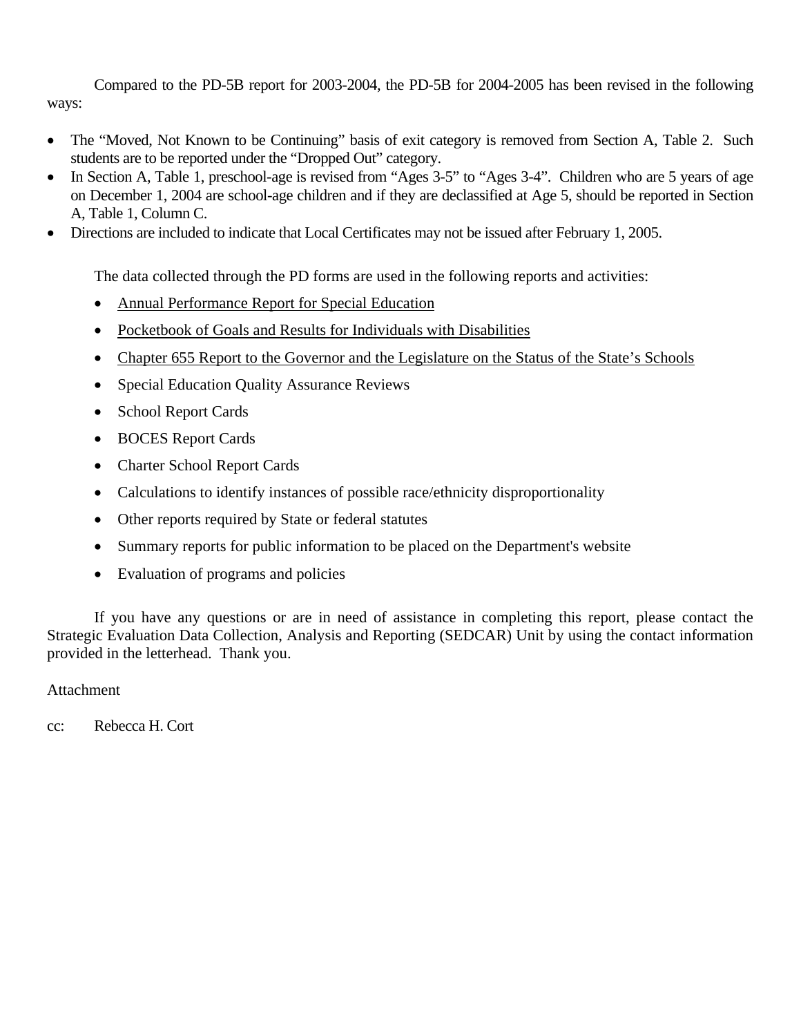Compared to the PD-5B report for 2003-2004, the PD-5B for 2004-2005 has been revised in the following ways:

- The "Moved, Not Known to be Continuing" basis of exit category is removed from Section A, Table 2. Such students are to be reported under the "Dropped Out" category.
- In Section A, Table 1, preschool-age is revised from "Ages 3-5" to "Ages 3-4". Children who are 5 years of age on December 1, 2004 are school-age children and if they are declassified at Age 5, should be reported in Section A, Table 1, Column C.
- Directions are included to indicate that Local Certificates may not be issued after February 1, 2005.

The data collected through the PD forms are used in the following reports and activities:

- <u>Annual Performance Report for Special Education</u>
- <u>Pocketbook of Goals and Results for Individuals with Disabilities</u>
- <u>Chapter 655 Report to the Governor and the Legislature on the Status of the State's Schools</u>
- Special Education Quality Assurance Reviews
- School Report Cards
- BOCES Report Cards
- Charter School Report Cards
- Calculations to identify instances of possible race/ethnicity disproportionality
- Other reports required by State or federal statutes
- Summary reports for public information to be placed on the Department's website
- Evaluation of programs and policies

If you have any questions or are in need of assistance in completing this report, please contact the Strategic Evaluation Data Collection, Analysis and Reporting (SEDCAR) Unit by using the contact information provided in the letterhead. Thank you.

Attachment

cc: Rebecca H. Cort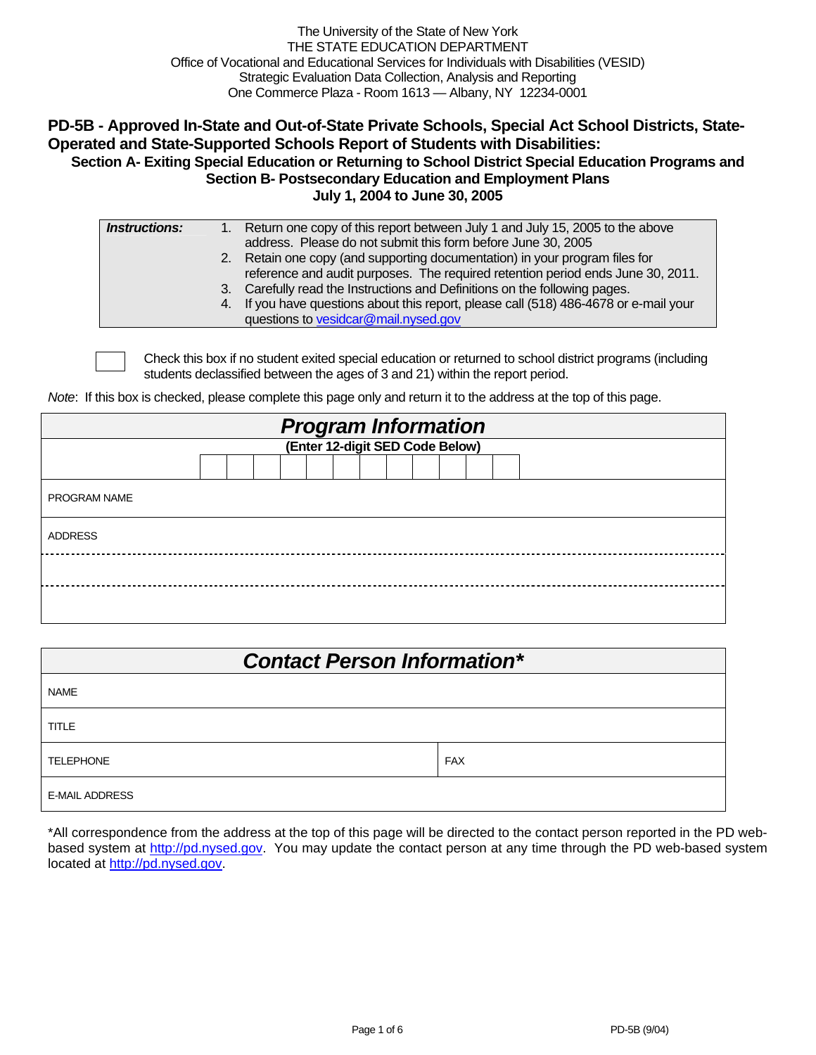The University of the State of New York
THE STATE EDUCATION DEPARTMENT
Office of Vocational and Educational Services for Individuals with Disabilities (VESID)
Strategic Evaluation Data Collection, Analysis and Reporting
One Commerce Plaza - Room 1613 — Albany, NY 12234-0001

## PD-5B - Approved In-State and Out-of-State Private Schools, Special Act School Districts, State-Operated and State-Supported Schools Report of Students with Disabilities:

### Section A- Exiting Special Education or Returning to School District Special Education Programs and Section B- Postsecondary Education and Employment Plans

### July 1, 2004 to June 30, 2005

| ***Instructions:*** | 1. Return one copy of this report between July 1 and July 15, 2005 to the above address. Please do not submit this form before June 30, 2005<br>2. Retain one copy (and supporting documentation) in your program files for reference and audit purposes. The required retention period ends June 30, 2011.<br>3. Carefully read the Instructions and Definitions on the following pages.<br>4. If you have questions about this report, please call (518) 486-4678 or e-mail your questions to vesidcar@mail.nysed.gov |
|---|---|

☐ Check this box if no student exited special education or returned to school district programs (including students declassified between the ages of 3 and 21) within the report period.

*Note*: If this box is checked, please complete this page only and return it to the address at the top of this page.

| ***Program Information*** |
|---|
| **(Enter 12-digit SED Code Below)** |
| PROGRAM NAME |
| ADDRESS |
| |
| |

| ***Contact Person Information**** | |
|---|---|
| NAME | |
| TITLE | |
| TELEPHONE | FAX |
| E-MAIL ADDRESS | |

*All correspondence from the address at the top of this page will be directed to the contact person reported in the PD web-based system at http://pd.nysed.gov. You may update the contact person at any time through the PD web-based system located at http://pd.nysed.gov.

PD-5B (9/04)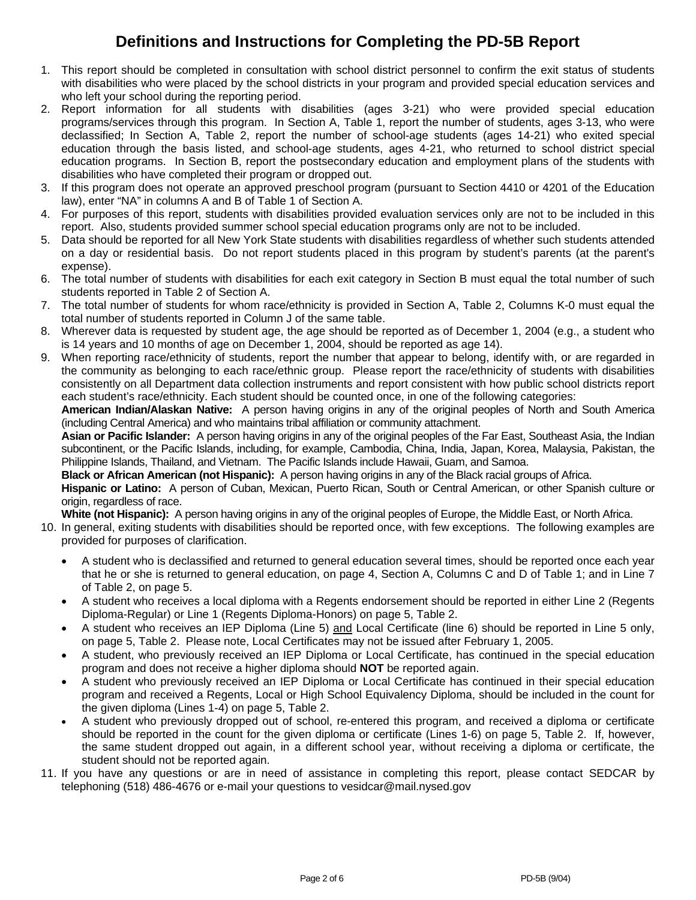# Definitions and Instructions for Completing the PD-5B Report

1. This report should be completed in consultation with school district personnel to confirm the exit status of students with disabilities who were placed by the school districts in your program and provided special education services and who left your school during the reporting period.
2. Report information for all students with disabilities (ages 3-21) who were provided special education programs/services through this program. In Section A, Table 1, report the number of students, ages 3-13, who were declassified; In Section A, Table 2, report the number of school-age students (ages 14-21) who exited special education through the basis listed, and school-age students, ages 4-21, who returned to school district special education programs. In Section B, report the postsecondary education and employment plans of the students with disabilities who have completed their program or dropped out.
3. If this program does not operate an approved preschool program (pursuant to Section 4410 or 4201 of the Education law), enter "NA" in columns A and B of Table 1 of Section A.
4. For purposes of this report, students with disabilities provided evaluation services only are not to be included in this report. Also, students provided summer school special education programs only are not to be included.
5. Data should be reported for all New York State students with disabilities regardless of whether such students attended on a day or residential basis. Do not report students placed in this program by student's parents (at the parent's expense).
6. The total number of students with disabilities for each exit category in Section B must equal the total number of such students reported in Table 2 of Section A.
7. The total number of students for whom race/ethnicity is provided in Section A, Table 2, Columns K-0 must equal the total number of students reported in Column J of the same table.
8. Wherever data is requested by student age, the age should be reported as of December 1, 2004 (e.g., a student who is 14 years and 10 months of age on December 1, 2004, should be reported as age 14).
9. When reporting race/ethnicity of students, report the number that appear to belong, identify with, or are regarded in the community as belonging to each race/ethnic group. Please report the race/ethnicity of students with disabilities consistently on all Department data collection instruments and report consistent with how public school districts report each student's race/ethnicity. Each student should be counted once, in one of the following categories:

   **American Indian/Alaskan Native:** A person having origins in any of the original peoples of North and South America (including Central America) and who maintains tribal affiliation or community attachment.

   **Asian or Pacific Islander:** A person having origins in any of the original peoples of the Far East, Southeast Asia, the Indian subcontinent, or the Pacific Islands, including, for example, Cambodia, China, India, Japan, Korea, Malaysia, Pakistan, the Philippine Islands, Thailand, and Vietnam. The Pacific Islands include Hawaii, Guam, and Samoa.

   **Black or African American (not Hispanic):** A person having origins in any of the Black racial groups of Africa.

   **Hispanic or Latino:** A person of Cuban, Mexican, Puerto Rican, South or Central American, or other Spanish culture or origin, regardless of race.

   **White (not Hispanic):** A person having origins in any of the original peoples of Europe, the Middle East, or North Africa.
10. In general, exiting students with disabilities should be reported once, with few exceptions. The following examples are provided for purposes of clarification.
    - A student who is declassified and returned to general education several times, should be reported once each year that he or she is returned to general education, on page 4, Section A, Columns C and D of Table 1; and in Line 7 of Table 2, on page 5.
    - A student who receives a local diploma with a Regents endorsement should be reported in either Line 2 (Regents Diploma-Regular) or Line 1 (Regents Diploma-Honors) on page 5, Table 2.
    - A student who receives an IEP Diploma (Line 5) and Local Certificate (line 6) should be reported in Line 5 only, on page 5, Table 2. Please note, Local Certificates may not be issued after February 1, 2005.
    - A student, who previously received an IEP Diploma or Local Certificate, has continued in the special education program and does not receive a higher diploma should **NOT** be reported again.
    - A student who previously received an IEP Diploma or Local Certificate has continued in their special education program and received a Regents, Local or High School Equivalency Diploma, should be included in the count for the given diploma (Lines 1-4) on page 5, Table 2.
    - A student who previously dropped out of school, re-entered this program, and received a diploma or certificate should be reported in the count for the given diploma or certificate (Lines 1-6) on page 5, Table 2. If, however, the same student dropped out again, in a different school year, without receiving a diploma or certificate, the student should not be reported again.
11. If you have any questions or are in need of assistance in completing this report, please contact SEDCAR by telephoning (518) 486-4676 or e-mail your questions to vesidcar@mail.nysed.gov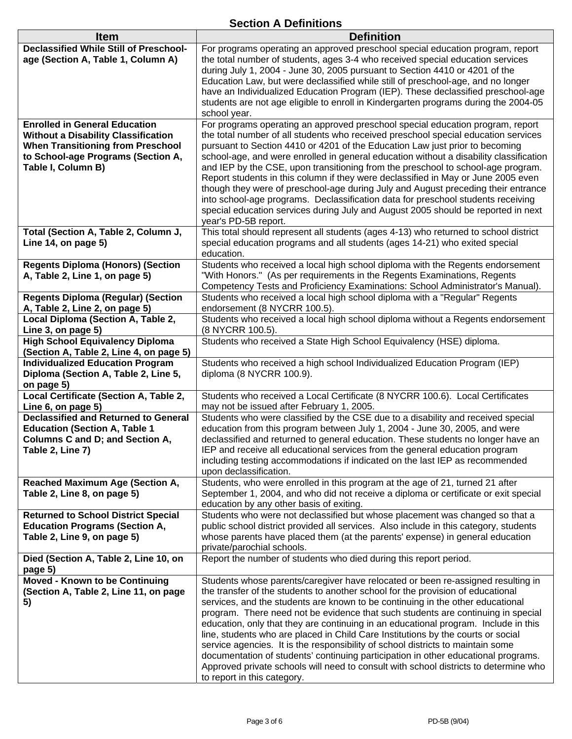## Section A Definitions

| Item | Definition |
|---|---|
| **Declassified While Still of Preschool-age (Section A, Table 1, Column A)** | For programs operating an approved preschool special education program, report the total number of students, ages 3-4 who received special education services during July 1, 2004 - June 30, 2005 pursuant to Section 4410 or 4201 of the Education Law, but were declassified while still of preschool-age, and no longer have an Individualized Education Program (IEP). These declassified preschool-age students are not age eligible to enroll in Kindergarten programs during the 2004-05 school year. |
| **Enrolled in General Education Without a Disability Classification When Transitioning from Preschool to School-age Programs (Section A, Table I, Column B)** | For programs operating an approved preschool special education program, report the total number of all students who received preschool special education services pursuant to Section 4410 or 4201 of the Education Law just prior to becoming school-age, and were enrolled in general education without a disability classification and IEP by the CSE, upon transitioning from the preschool to school-age program. Report students in this column if they were declassified in May or June 2005 even though they were of preschool-age during July and August preceding their entrance into school-age programs. Declassification data for preschool students receiving special education services during July and August 2005 should be reported in next year's PD-5B report. |
| **Total (Section A, Table 2, Column J, Line 14, on page 5)** | This total should represent all students (ages 4-13) who returned to school district special education programs and all students (ages 14-21) who exited special education. |
| **Regents Diploma (Honors) (Section A, Table 2, Line 1, on page 5)** | Students who received a local high school diploma with the Regents endorsement "With Honors." (As per requirements in the Regents Examinations, Regents Competency Tests and Proficiency Examinations: School Administrator's Manual). |
| **Regents Diploma (Regular) (Section A, Table 2, Line 2, on page 5)** | Students who received a local high school diploma with a "Regular" Regents endorsement (8 NYCRR 100.5). |
| **Local Diploma (Section A, Table 2, Line 3, on page 5)** | Students who received a local high school diploma without a Regents endorsement (8 NYCRR 100.5). |
| **High School Equivalency Diploma (Section A, Table 2, Line 4, on page 5)** | Students who received a State High School Equivalency (HSE) diploma. |
| **Individualized Education Program Diploma (Section A, Table 2, Line 5, on page 5)** | Students who received a high school Individualized Education Program (IEP) diploma (8 NYCRR 100.9). |
| **Local Certificate (Section A, Table 2, Line 6, on page 5)** | Students who received a Local Certificate (8 NYCRR 100.6). Local Certificates may not be issued after February 1, 2005. |
| **Declassified and Returned to General Education (Section A, Table 1 Columns C and D; and Section A, Table 2, Line 7)** | Students who were classified by the CSE due to a disability and received special education from this program between July 1, 2004 - June 30, 2005, and were declassified and returned to general education. These students no longer have an IEP and receive all educational services from the general education program including testing accommodations if indicated on the last IEP as recommended upon declassification. |
| **Reached Maximum Age (Section A, Table 2, Line 8, on page 5)** | Students, who were enrolled in this program at the age of 21, turned 21 after September 1, 2004, and who did not receive a diploma or certificate or exit special education by any other basis of exiting. |
| **Returned to School District Special Education Programs (Section A, Table 2, Line 9, on page 5)** | Students who were not declassified but whose placement was changed so that a public school district provided all services. Also include in this category, students whose parents have placed them (at the parents' expense) in general education private/parochial schools. |
| **Died (Section A, Table 2, Line 10, on page 5)** | Report the number of students who died during this report period. |
| **Moved - Known to be Continuing (Section A, Table 2, Line 11, on page 5)** | Students whose parents/caregiver have relocated or been re-assigned resulting in the transfer of the students to another school for the provision of educational services, and the students are known to be continuing in the other educational program. There need not be evidence that such students are continuing in special education, only that they are continuing in an educational program. Include in this line, students who are placed in Child Care Institutions by the courts or social service agencies. It is the responsibility of school districts to maintain some documentation of students' continuing participation in other educational programs. Approved private schools will need to consult with school districts to determine who to report in this category. |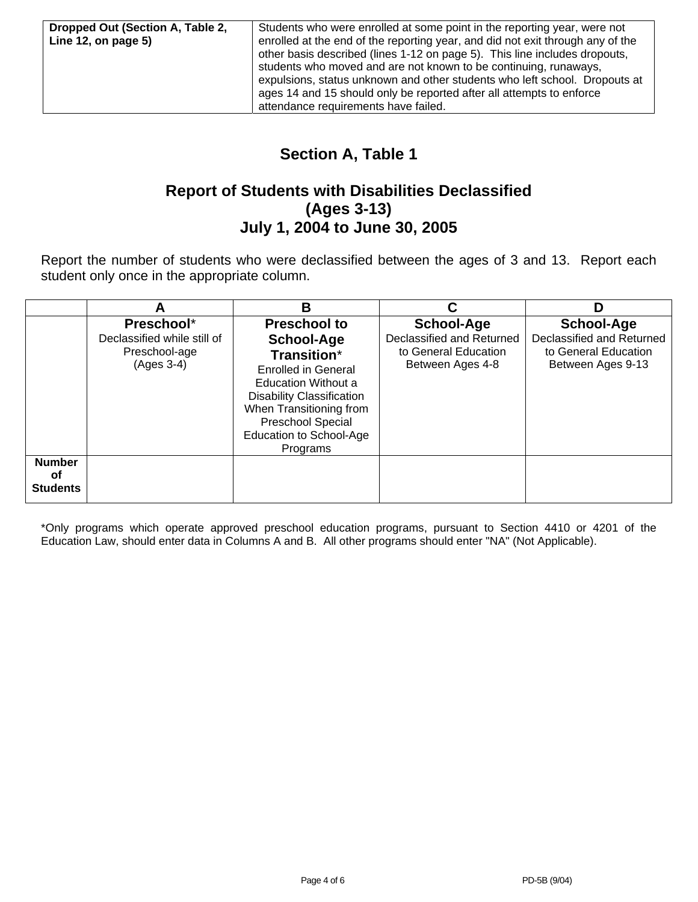| Dropped Out (Section A, Table 2, Line 12, on page 5) | Students who were enrolled at some point in the reporting year, were not enrolled at the end of the reporting year, and did not exit through any of the other basis described (lines 1-12 on page 5). This line includes dropouts, students who moved and are not known to be continuing, runaways, expulsions, status unknown and other students who left school. Dropouts at ages 14 and 15 should only be reported after all attempts to enforce attendance requirements have failed. |
|---|---|

## Section A, Table 1

## Report of Students with Disabilities Declassified (Ages 3-13) July 1, 2004 to June 30, 2005

Report the number of students who were declassified between the ages of 3 and 13. Report each student only once in the appropriate column.

| | A | B | C | D |
|---|---|---|---|---|
| | **Preschool*** Declassified while still of Preschool-age (Ages 3-4) | **Preschool to School-Age Transition*** Enrolled in General Education Without a Disability Classification When Transitioning from Preschool Special Education to School-Age Programs | **School-Age** Declassified and Returned to General Education Between Ages 4-8 | **School-Age** Declassified and Returned to General Education Between Ages 9-13 |
| **Number of Students** | | | | |

*Only programs which operate approved preschool education programs, pursuant to Section 4410 or 4201 of the Education Law, should enter data in Columns A and B. All other programs should enter "NA" (Not Applicable).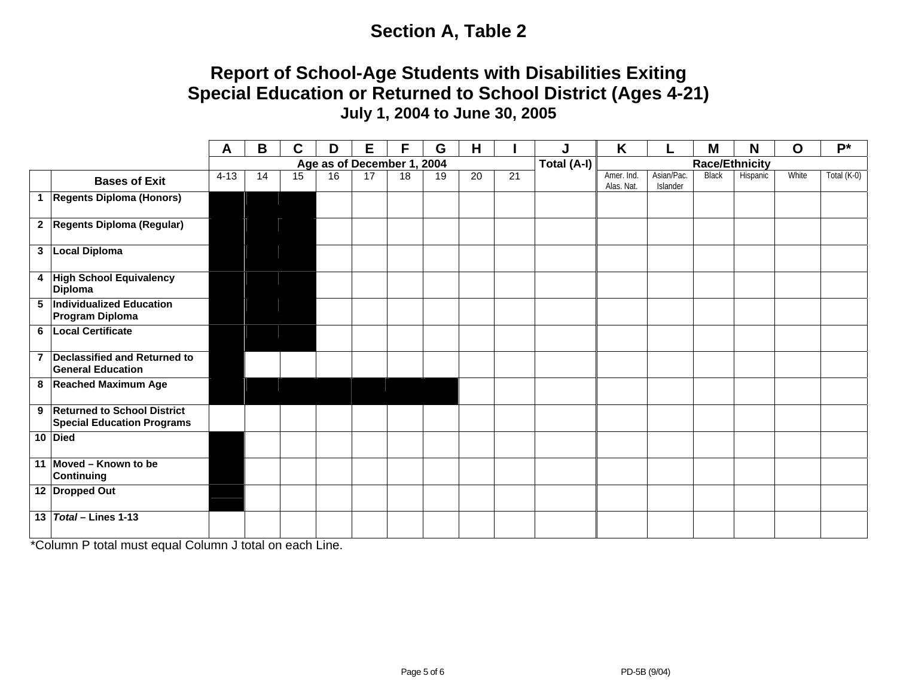# Section A, Table 2

## Report of School-Age Students with Disabilities Exiting Special Education or Returned to School District (Ages 4-21)

### July 1, 2004 to June 30, 2005

| | | A | B | C | D | E | F | G | H | I | J | K | L | M | N | O | P* |
|---|---|---|---|---|---|---|---|---|---|---|---|---|---|---|---|---|---|
| | | Age as of December 1, 2004 | | | | | | | | | Total (A-I) | Race/Ethnicity | | | | | |
| | **Bases of Exit** | 4-13 | 14 | 15 | 16 | 17 | 18 | 19 | 20 | 21 | | Amer. Ind. Alas. Nat. | Asian/Pac. Islander | Black | Hispanic | White | Total (K-0) |
| **1** | **Regents Diploma (Honors)** | | | | | | | | | | | | | | | | |
| **2** | **Regents Diploma (Regular)** | | | | | | | | | | | | | | | | |
| **3** | **Local Diploma** | | | | | | | | | | | | | | | | |
| **4** | **High School Equivalency Diploma** | | | | | | | | | | | | | | | | |
| **5** | **Individualized Education Program Diploma** | | | | | | | | | | | | | | | | |
| **6** | **Local Certificate** | | | | | | | | | | | | | | | | |
| **7** | **Declassified and Returned to General Education** | | | | | | | | | | | | | | | | |
| **8** | **Reached Maximum Age** | | | | | | | | | | | | | | | | |
| **9** | **Returned to School District Special Education Programs** | | | | | | | | | | | | | | | | |
| **10** | **Died** | | | | | | | | | | | | | | | | |
| **11** | **Moved – Known to be Continuing** | | | | | | | | | | | | | | | | |
| **12** | **Dropped Out** | | | | | | | | | | | | | | | | |
| **13** | ***Total* – Lines 1-13** | | | | | | | | | | | | | | | | |

*Column P total must equal Column J total on each Line.

PD-5B (9/04)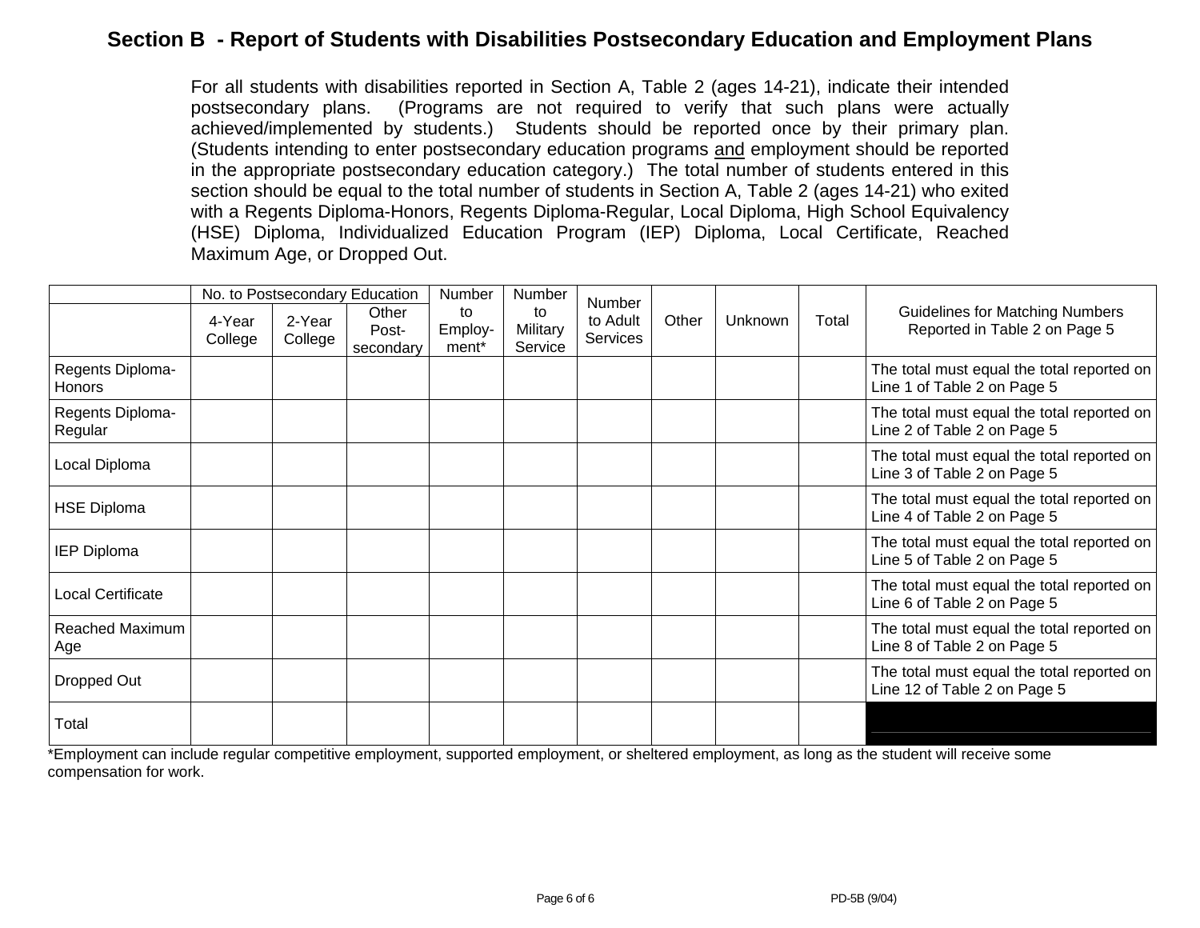## Section B - Report of Students with Disabilities Postsecondary Education and Employment Plans

For all students with disabilities reported in Section A, Table 2 (ages 14-21), indicate their intended postsecondary plans. (Programs are not required to verify that such plans were actually achieved/implemented by students.) Students should be reported once by their primary plan. (Students intending to enter postsecondary education programs <u>and</u> employment should be reported in the appropriate postsecondary education category.) The total number of students entered in this section should be equal to the total number of students in Section A, Table 2 (ages 14-21) who exited with a Regents Diploma-Honors, Regents Diploma-Regular, Local Diploma, High School Equivalency (HSE) Diploma, Individualized Education Program (IEP) Diploma, Local Certificate, Reached Maximum Age, or Dropped Out.

| | No. to Postsecondary Education | | | Number to Employ-ment* | Number to Military Service | Number to Adult Services | Other | Unknown | Total | Guidelines for Matching Numbers Reported in Table 2 on Page 5 |
|---|---|---|---|---|---|---|---|---|---|---|
| | 4-Year College | 2-Year College | Other Post-secondary | | | | | | | |
| Regents Diploma-Honors | | | | | | | | | | The total must equal the total reported on Line 1 of Table 2 on Page 5 |
| Regents Diploma-Regular | | | | | | | | | | The total must equal the total reported on Line 2 of Table 2 on Page 5 |
| Local Diploma | | | | | | | | | | The total must equal the total reported on Line 3 of Table 2 on Page 5 |
| HSE Diploma | | | | | | | | | | The total must equal the total reported on Line 4 of Table 2 on Page 5 |
| IEP Diploma | | | | | | | | | | The total must equal the total reported on Line 5 of Table 2 on Page 5 |
| Local Certificate | | | | | | | | | | The total must equal the total reported on Line 6 of Table 2 on Page 5 |
| Reached Maximum Age | | | | | | | | | | The total must equal the total reported on Line 8 of Table 2 on Page 5 |
| Dropped Out | | | | | | | | | | The total must equal the total reported on Line 12 of Table 2 on Page 5 |
| Total | | | | | | | | | | |

*Employment can include regular competitive employment, supported employment, or sheltered employment, as long as the student will receive some compensation for work.

PD-5B (9/04)